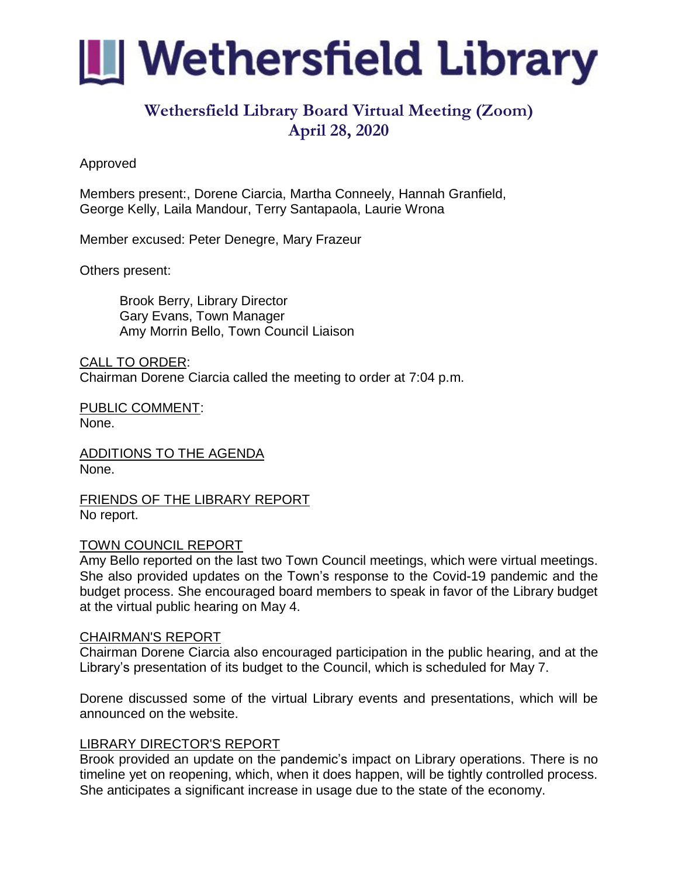# Wethersfield Library

## Wethersfield Library Board Virtual Meeting (Zoom)
## April 28, 2020

Approved

Members present:, Dorene Ciarcia, Martha Conneely, Hannah Granfield, George Kelly, Laila Mandour, Terry Santapaola, Laurie Wrona

Member excused: Peter Denegre, Mary Frazeur

Others present:

Brook Berry, Library Director
Gary Evans, Town Manager
Amy Morrin Bello, Town Council Liaison

CALL TO ORDER:
Chairman Dorene Ciarcia called the meeting to order at 7:04 p.m.

PUBLIC COMMENT:
None.

ADDITIONS TO THE AGENDA
None.

FRIENDS OF THE LIBRARY REPORT
No report.

TOWN COUNCIL REPORT
Amy Bello reported on the last two Town Council meetings, which were virtual meetings. She also provided updates on the Town's response to the Covid-19 pandemic and the budget process. She encouraged board members to speak in favor of the Library budget at the virtual public hearing on May 4.

CHAIRMAN'S REPORT
Chairman Dorene Ciarcia also encouraged participation in the public hearing, and at the Library's presentation of its budget to the Council, which is scheduled for May 7.

Dorene discussed some of the virtual Library events and presentations, which will be announced on the website.

LIBRARY DIRECTOR'S REPORT
Brook provided an update on the pandemic's impact on Library operations. There is no timeline yet on reopening, which, when it does happen, will be tightly controlled process. She anticipates a significant increase in usage due to the state of the economy.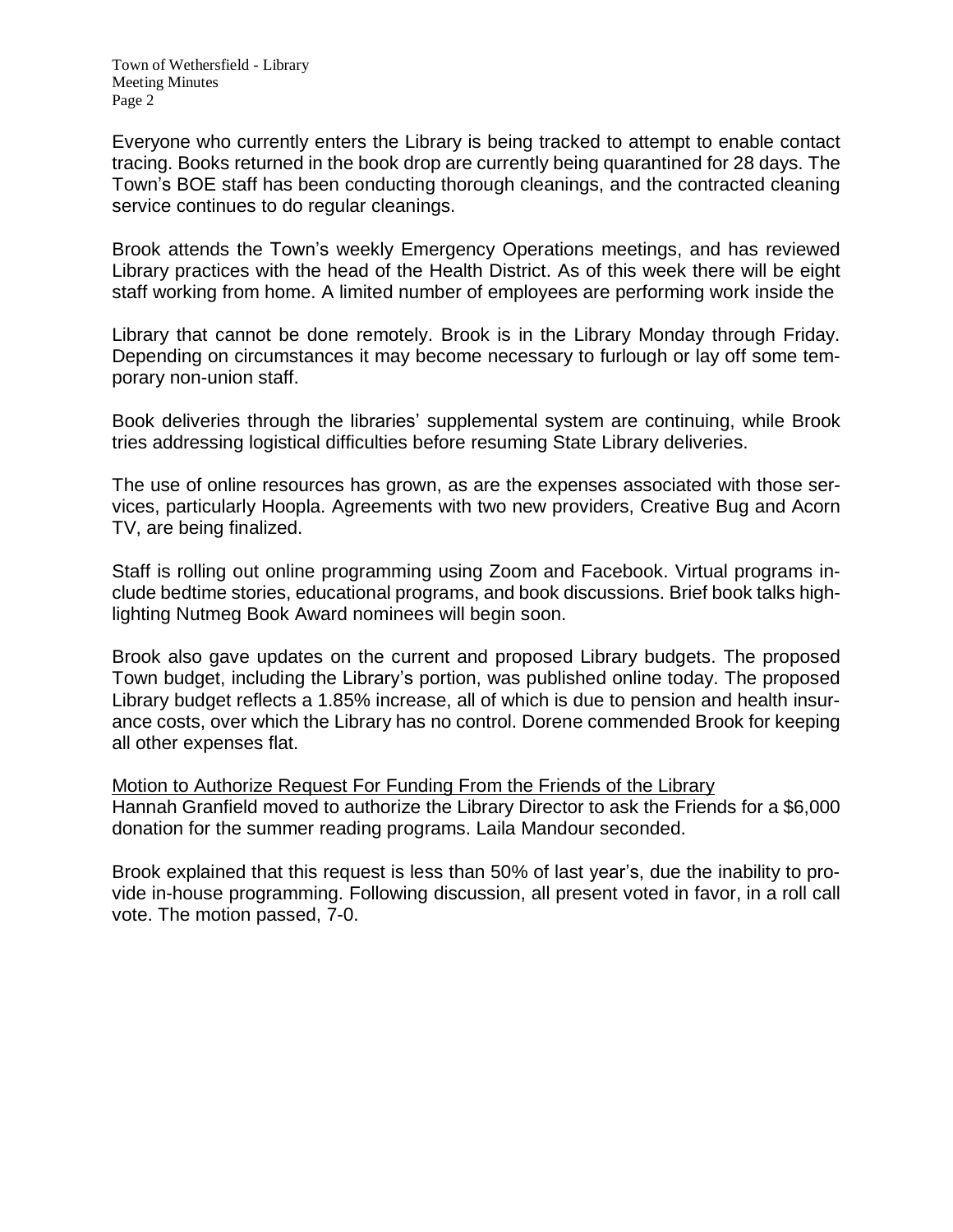Everyone who currently enters the Library is being tracked to attempt to enable contact tracing. Books returned in the book drop are currently being quarantined for 28 days. The Town's BOE staff has been conducting thorough cleanings, and the contracted cleaning service continues to do regular cleanings.

Brook attends the Town's weekly Emergency Operations meetings, and has reviewed Library practices with the head of the Health District. As of this week there will be eight staff working from home. A limited number of employees are performing work inside the Library that cannot be done remotely. Brook is in the Library Monday through Friday. Depending on circumstances it may become necessary to furlough or lay off some temporary non-union staff.

Book deliveries through the libraries' supplemental system are continuing, while Brook tries addressing logistical difficulties before resuming State Library deliveries.

The use of online resources has grown, as are the expenses associated with those services, particularly Hoopla. Agreements with two new providers, Creative Bug and Acorn TV, are being finalized.

Staff is rolling out online programming using Zoom and Facebook. Virtual programs include bedtime stories, educational programs, and book discussions. Brief book talks highlighting Nutmeg Book Award nominees will begin soon.

Brook also gave updates on the current and proposed Library budgets. The proposed Town budget, including the Library's portion, was published online today. The proposed Library budget reflects a 1.85% increase, all of which is due to pension and health insurance costs, over which the Library has no control. Dorene commended Brook for keeping all other expenses flat.

<u>Motion to Authorize Request For Funding From the Friends of the Library</u>
Hannah Granfield moved to authorize the Library Director to ask the Friends for a $6,000 donation for the summer reading programs. Laila Mandour seconded.

Brook explained that this request is less than 50% of last year's, due the inability to provide in-house programming. Following discussion, all present voted in favor, in a roll call vote. The motion passed, 7-0.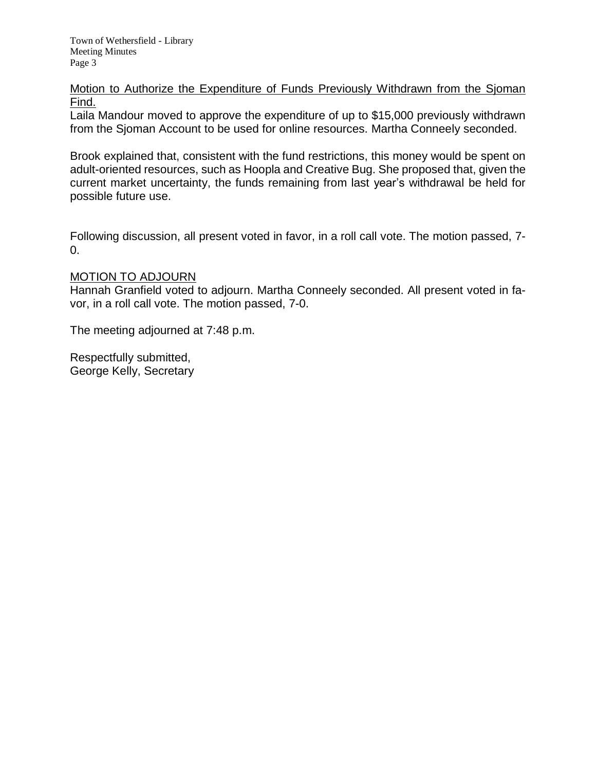Motion to Authorize the Expenditure of Funds Previously Withdrawn from the Sjoman Find.

Laila Mandour moved to approve the expenditure of up to $15,000 previously withdrawn from the Sjoman Account to be used for online resources. Martha Conneely seconded.

Brook explained that, consistent with the fund restrictions, this money would be spent on adult-oriented resources, such as Hoopla and Creative Bug. She proposed that, given the current market uncertainty, the funds remaining from last year's withdrawal be held for possible future use.

Following discussion, all present voted in favor, in a roll call vote. The motion passed, 7-0.

MOTION TO ADJOURN

Hannah Granfield voted to adjourn. Martha Conneely seconded. All present voted in favor, in a roll call vote. The motion passed, 7-0.

The meeting adjourned at 7:48 p.m.

Respectfully submitted,
George Kelly, Secretary